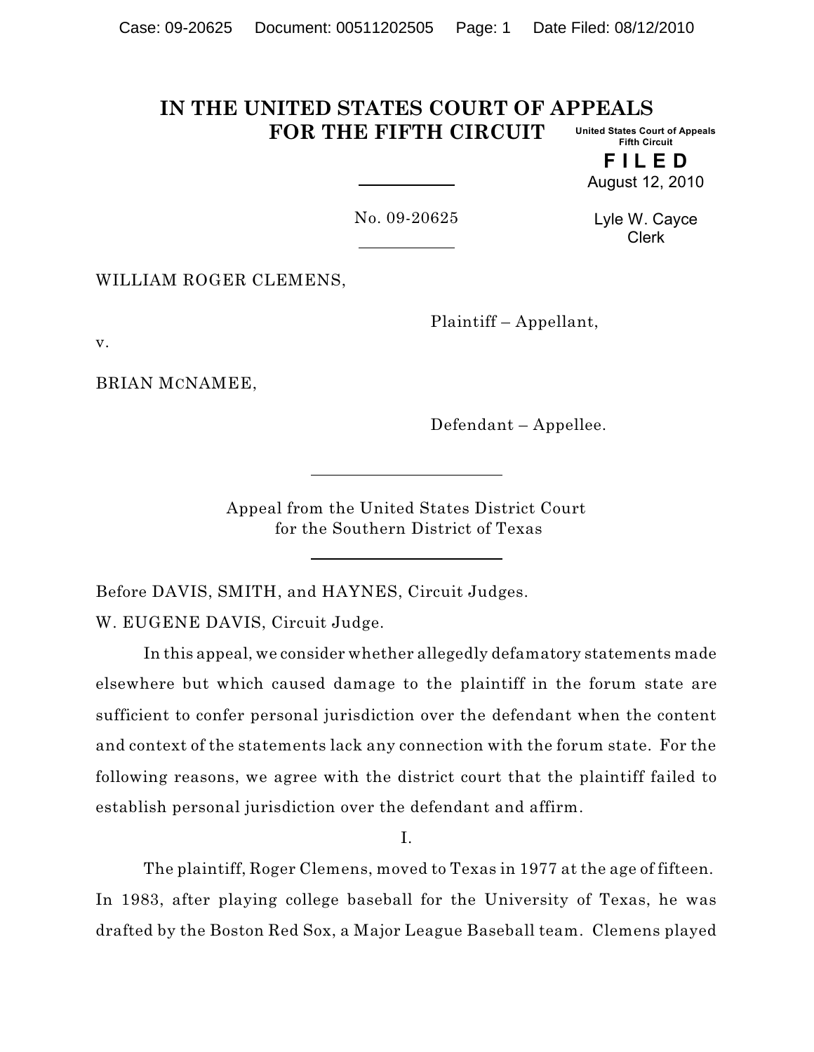# IN THE UNITED STATES COURT OF APPEALS FOR THE FIFTH CIRCUIT

United States Court of Appeals
Fifth Circuit

**F I L E D**
August 12, 2010

Lyle W. Cayce
Clerk

No. 09-20625

WILLIAM ROGER CLEMENS,

Plaintiff – Appellant,

v.

BRIAN MCNAMEE,

Defendant – Appellee.

Appeal from the United States District Court
for the Southern District of Texas

Before DAVIS, SMITH, and HAYNES, Circuit Judges.

W. EUGENE DAVIS, Circuit Judge.

In this appeal, we consider whether allegedly defamatory statements made elsewhere but which caused damage to the plaintiff in the forum state are sufficient to confer personal jurisdiction over the defendant when the content and context of the statements lack any connection with the forum state. For the following reasons, we agree with the district court that the plaintiff failed to establish personal jurisdiction over the defendant and affirm.

I.

The plaintiff, Roger Clemens, moved to Texas in 1977 at the age of fifteen. In 1983, after playing college baseball for the University of Texas, he was drafted by the Boston Red Sox, a Major League Baseball team. Clemens played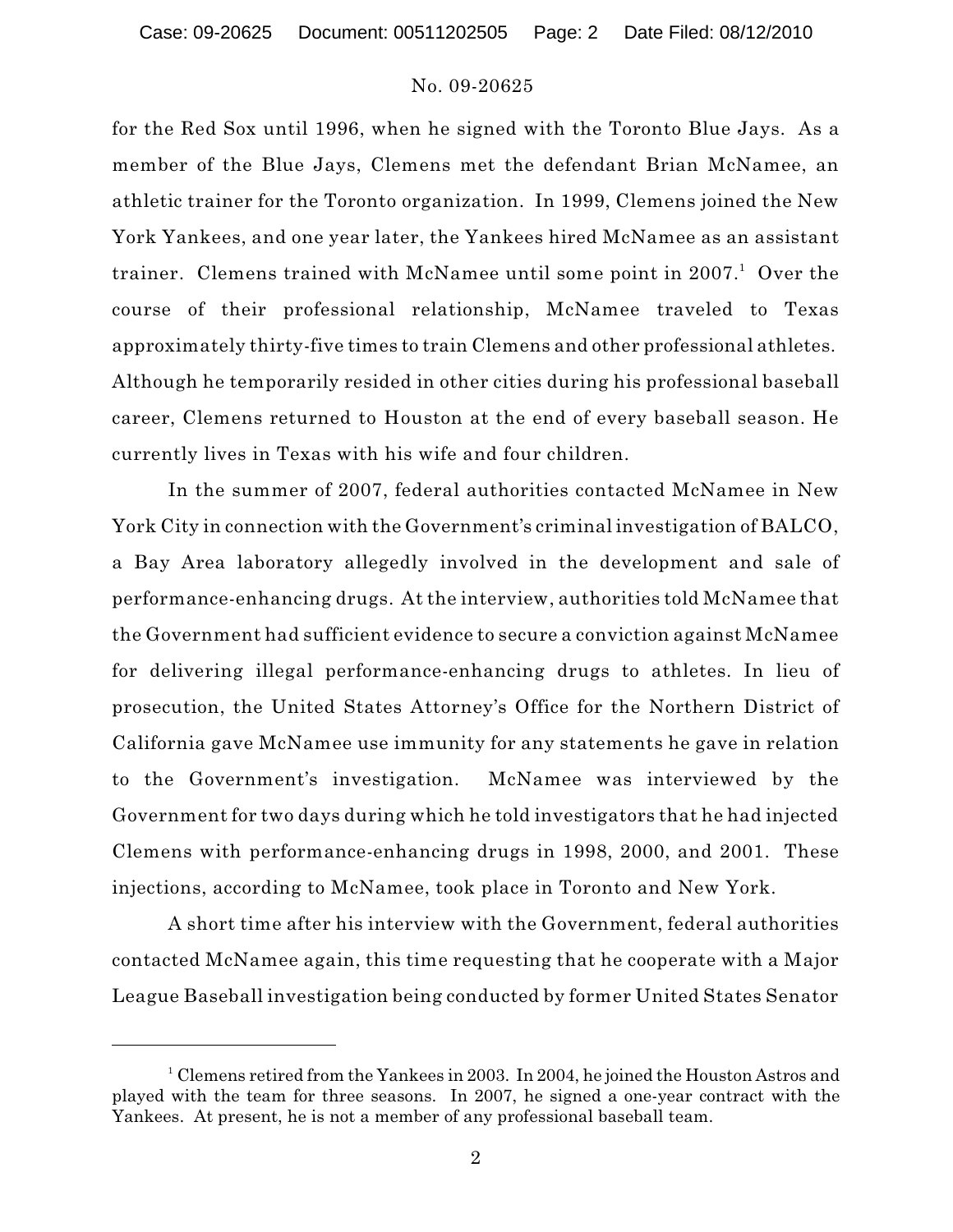for the Red Sox until 1996, when he signed with the Toronto Blue Jays. As a member of the Blue Jays, Clemens met the defendant Brian McNamee, an athletic trainer for the Toronto organization. In 1999, Clemens joined the New York Yankees, and one year later, the Yankees hired McNamee as an assistant trainer. Clemens trained with McNamee until some point in 2007.[1] Over the course of their professional relationship, McNamee traveled to Texas approximately thirty-five times to train Clemens and other professional athletes. Although he temporarily resided in other cities during his professional baseball career, Clemens returned to Houston at the end of every baseball season. He currently lives in Texas with his wife and four children.

In the summer of 2007, federal authorities contacted McNamee in New York City in connection with the Government's criminal investigation of BALCO, a Bay Area laboratory allegedly involved in the development and sale of performance-enhancing drugs. At the interview, authorities told McNamee that the Government had sufficient evidence to secure a conviction against McNamee for delivering illegal performance-enhancing drugs to athletes. In lieu of prosecution, the United States Attorney's Office for the Northern District of California gave McNamee use immunity for any statements he gave in relation to the Government's investigation. McNamee was interviewed by the Government for two days during which he told investigators that he had injected Clemens with performance-enhancing drugs in 1998, 2000, and 2001. These injections, according to McNamee, took place in Toronto and New York.

A short time after his interview with the Government, federal authorities contacted McNamee again, this time requesting that he cooperate with a Major League Baseball investigation being conducted by former United States Senator

[1] Clemens retired from the Yankees in 2003. In 2004, he joined the Houston Astros and played with the team for three seasons. In 2007, he signed a one-year contract with the Yankees. At present, he is not a member of any professional baseball team.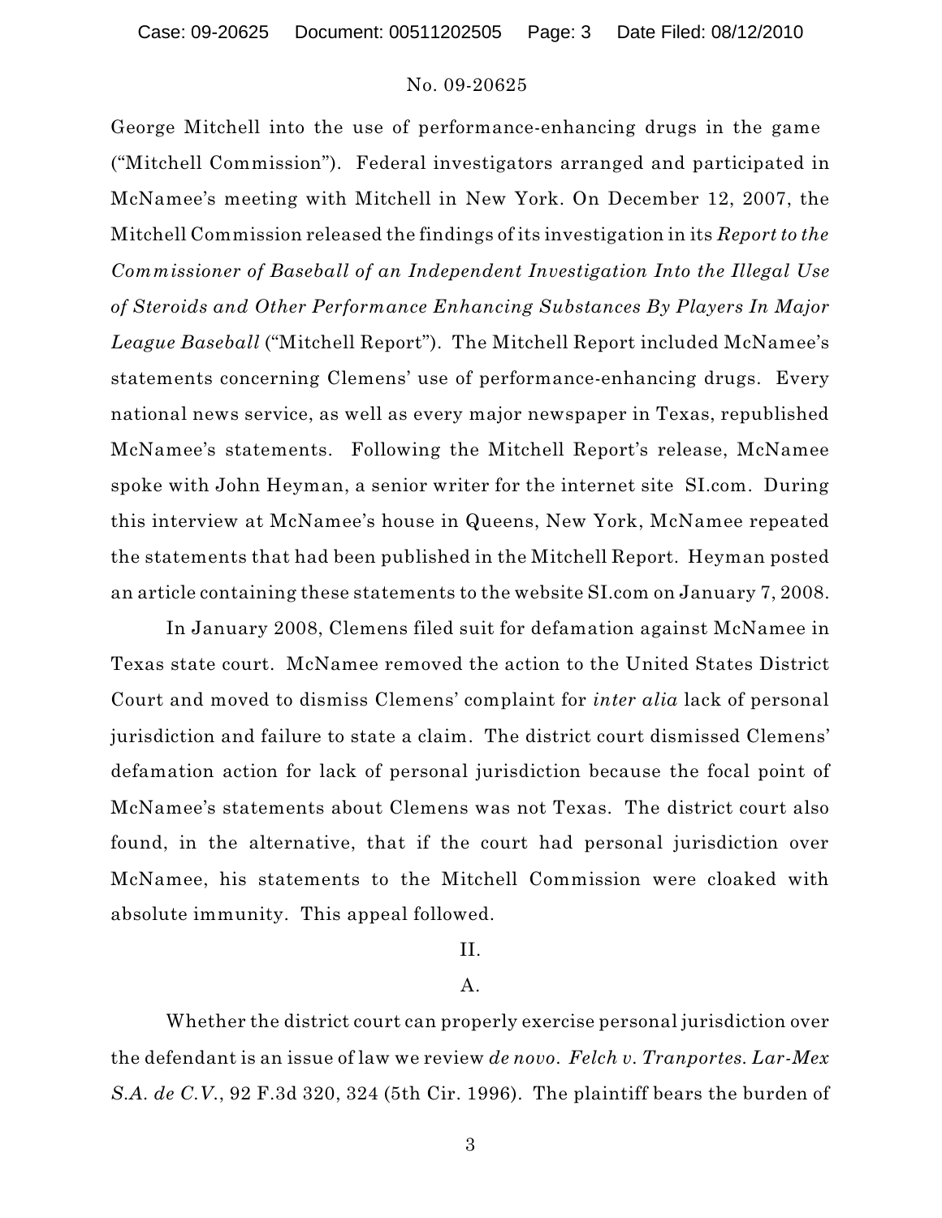George Mitchell into the use of performance-enhancing drugs in the game ("Mitchell Commission"). Federal investigators arranged and participated in McNamee's meeting with Mitchell in New York. On December 12, 2007, the Mitchell Commission released the findings of its investigation in its *Report to the Commissioner of Baseball of an Independent Investigation Into the Illegal Use of Steroids and Other Performance Enhancing Substances By Players In Major League Baseball* ("Mitchell Report"). The Mitchell Report included McNamee's statements concerning Clemens' use of performance-enhancing drugs. Every national news service, as well as every major newspaper in Texas, republished McNamee's statements. Following the Mitchell Report's release, McNamee spoke with John Heyman, a senior writer for the internet site SI.com. During this interview at McNamee's house in Queens, New York, McNamee repeated the statements that had been published in the Mitchell Report. Heyman posted an article containing these statements to the website SI.com on January 7, 2008.

In January 2008, Clemens filed suit for defamation against McNamee in Texas state court. McNamee removed the action to the United States District Court and moved to dismiss Clemens' complaint for *inter alia* lack of personal jurisdiction and failure to state a claim. The district court dismissed Clemens' defamation action for lack of personal jurisdiction because the focal point of McNamee's statements about Clemens was not Texas. The district court also found, in the alternative, that if the court had personal jurisdiction over McNamee, his statements to the Mitchell Commission were cloaked with absolute immunity. This appeal followed.

## II.

### A.

Whether the district court can properly exercise personal jurisdiction over the defendant is an issue of law we review *de novo*. *Felch v. Tranportes. Lar-Mex S.A. de C.V.*, 92 F.3d 320, 324 (5th Cir. 1996). The plaintiff bears the burden of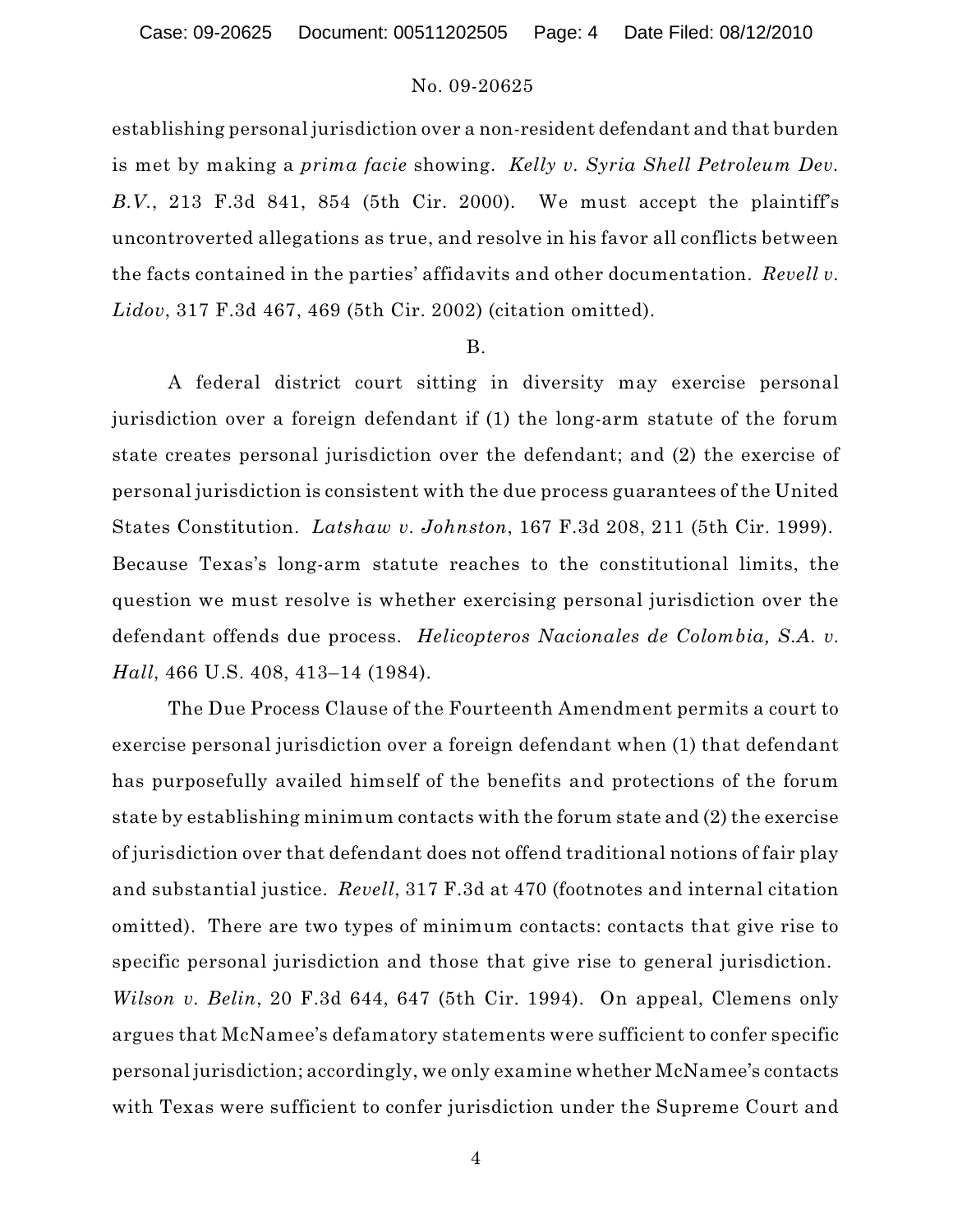establishing personal jurisdiction over a non-resident defendant and that burden is met by making a *prima facie* showing. *Kelly v. Syria Shell Petroleum Dev. B.V.*, 213 F.3d 841, 854 (5th Cir. 2000). We must accept the plaintiff's uncontroverted allegations as true, and resolve in his favor all conflicts between the facts contained in the parties' affidavits and other documentation. *Revell v. Lidov*, 317 F.3d 467, 469 (5th Cir. 2002) (citation omitted).

B.

A federal district court sitting in diversity may exercise personal jurisdiction over a foreign defendant if (1) the long-arm statute of the forum state creates personal jurisdiction over the defendant; and (2) the exercise of personal jurisdiction is consistent with the due process guarantees of the United States Constitution. *Latshaw v. Johnston*, 167 F.3d 208, 211 (5th Cir. 1999). Because Texas's long-arm statute reaches to the constitutional limits, the question we must resolve is whether exercising personal jurisdiction over the defendant offends due process. *Helicopteros Nacionales de Colombia, S.A. v. Hall*, 466 U.S. 408, 413–14 (1984).

The Due Process Clause of the Fourteenth Amendment permits a court to exercise personal jurisdiction over a foreign defendant when (1) that defendant has purposefully availed himself of the benefits and protections of the forum state by establishing minimum contacts with the forum state and (2) the exercise of jurisdiction over that defendant does not offend traditional notions of fair play and substantial justice. *Revell*, 317 F.3d at 470 (footnotes and internal citation omitted). There are two types of minimum contacts: contacts that give rise to specific personal jurisdiction and those that give rise to general jurisdiction. *Wilson v. Belin*, 20 F.3d 644, 647 (5th Cir. 1994). On appeal, Clemens only argues that McNamee's defamatory statements were sufficient to confer specific personal jurisdiction; accordingly, we only examine whether McNamee's contacts with Texas were sufficient to confer jurisdiction under the Supreme Court and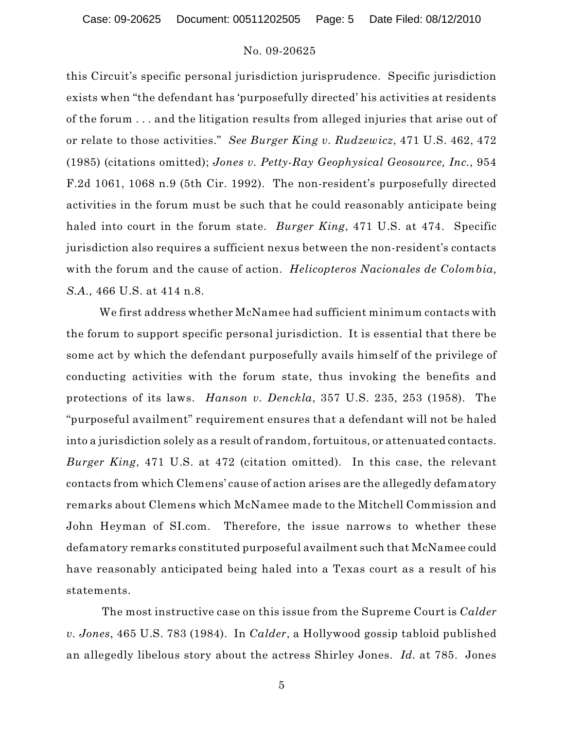this Circuit's specific personal jurisdiction jurisprudence. Specific jurisdiction exists when "the defendant has 'purposefully directed' his activities at residents of the forum . . . and the litigation results from alleged injuries that arise out of or relate to those activities." *See Burger King v. Rudzewicz*, 471 U.S. 462, 472 (1985) (citations omitted); *Jones v. Petty-Ray Geophysical Geosource, Inc.*, 954 F.2d 1061, 1068 n.9 (5th Cir. 1992). The non-resident's purposefully directed activities in the forum must be such that he could reasonably anticipate being haled into court in the forum state. *Burger King*, 471 U.S. at 474. Specific jurisdiction also requires a sufficient nexus between the non-resident's contacts with the forum and the cause of action. *Helicopteros Nacionales de Colombia, S.A.,* 466 U.S. at 414 n.8.

We first address whether McNamee had sufficient minimum contacts with the forum to support specific personal jurisdiction. It is essential that there be some act by which the defendant purposefully avails himself of the privilege of conducting activities with the forum state, thus invoking the benefits and protections of its laws. *Hanson v. Denckla*, 357 U.S. 235, 253 (1958). The "purposeful availment" requirement ensures that a defendant will not be haled into a jurisdiction solely as a result of random, fortuitous, or attenuated contacts. *Burger King*, 471 U.S. at 472 (citation omitted). In this case, the relevant contacts from which Clemens' cause of action arises are the allegedly defamatory remarks about Clemens which McNamee made to the Mitchell Commission and John Heyman of SI.com. Therefore, the issue narrows to whether these defamatory remarks constituted purposeful availment such that McNamee could have reasonably anticipated being haled into a Texas court as a result of his statements.

The most instructive case on this issue from the Supreme Court is *Calder v. Jones*, 465 U.S. 783 (1984). In *Calder*, a Hollywood gossip tabloid published an allegedly libelous story about the actress Shirley Jones. *Id.* at 785. Jones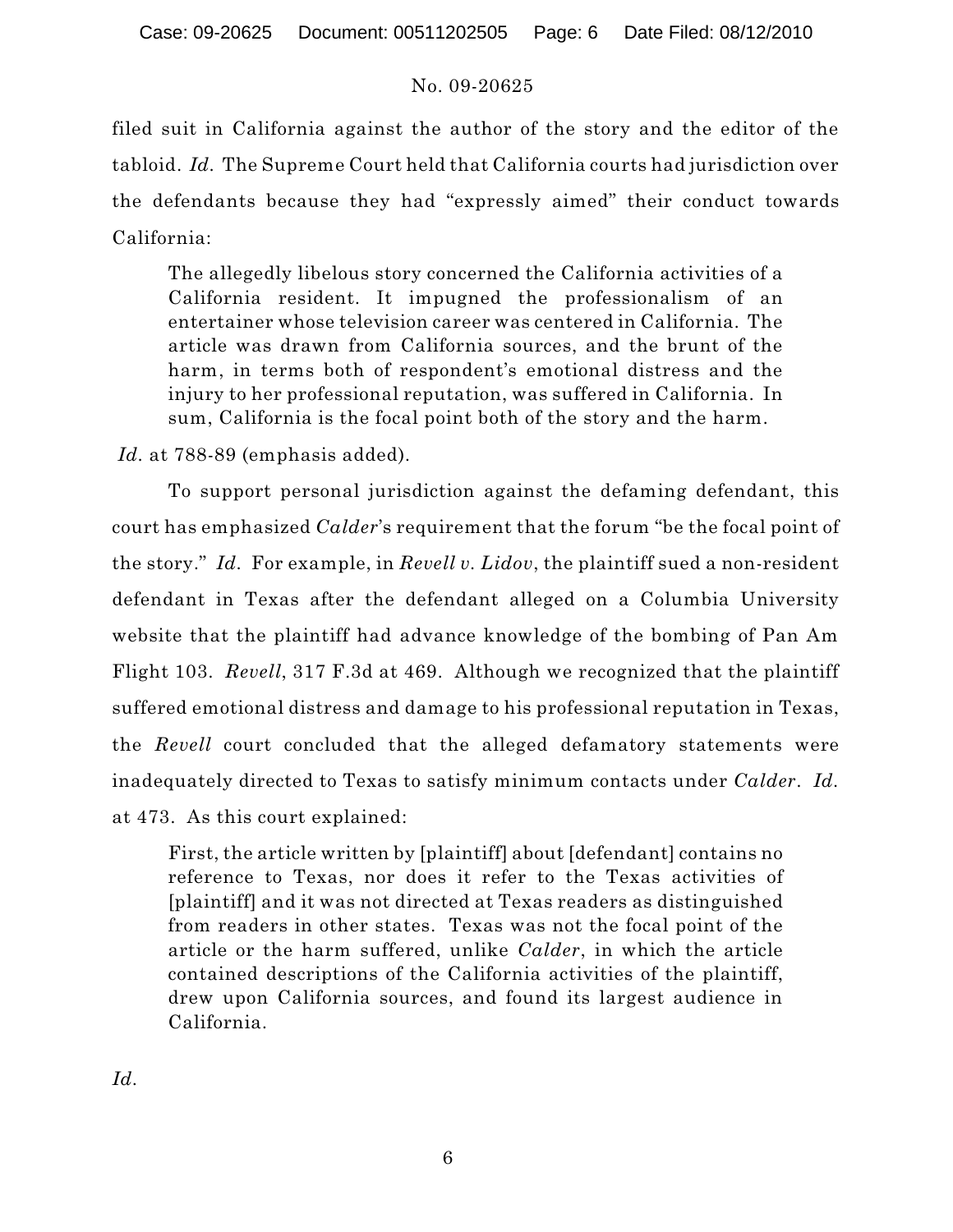filed suit in California against the author of the story and the editor of the tabloid. *Id.* The Supreme Court held that California courts had jurisdiction over the defendants because they had "expressly aimed" their conduct towards California:

> The allegedly libelous story concerned the California activities of a California resident. It impugned the professionalism of an entertainer whose television career was centered in California. The article was drawn from California sources, and the brunt of the harm, in terms both of respondent's emotional distress and the injury to her professional reputation, was suffered in California. In sum, California is the focal point both of the story and the harm.

*Id.* at 788-89 (emphasis added).

To support personal jurisdiction against the defaming defendant, this court has emphasized *Calder*'s requirement that the forum "be the focal point of the story." *Id.* For example, in *Revell v. Lidov*, the plaintiff sued a non-resident defendant in Texas after the defendant alleged on a Columbia University website that the plaintiff had advance knowledge of the bombing of Pan Am Flight 103. *Revell*, 317 F.3d at 469. Although we recognized that the plaintiff suffered emotional distress and damage to his professional reputation in Texas, the *Revell* court concluded that the alleged defamatory statements were inadequately directed to Texas to satisfy minimum contacts under *Calder*. *Id.* at 473. As this court explained:

> First, the article written by [plaintiff] about [defendant] contains no reference to Texas, nor does it refer to the Texas activities of [plaintiff] and it was not directed at Texas readers as distinguished from readers in other states. Texas was not the focal point of the article or the harm suffered, unlike *Calder*, in which the article contained descriptions of the California activities of the plaintiff, drew upon California sources, and found its largest audience in California.

*Id.*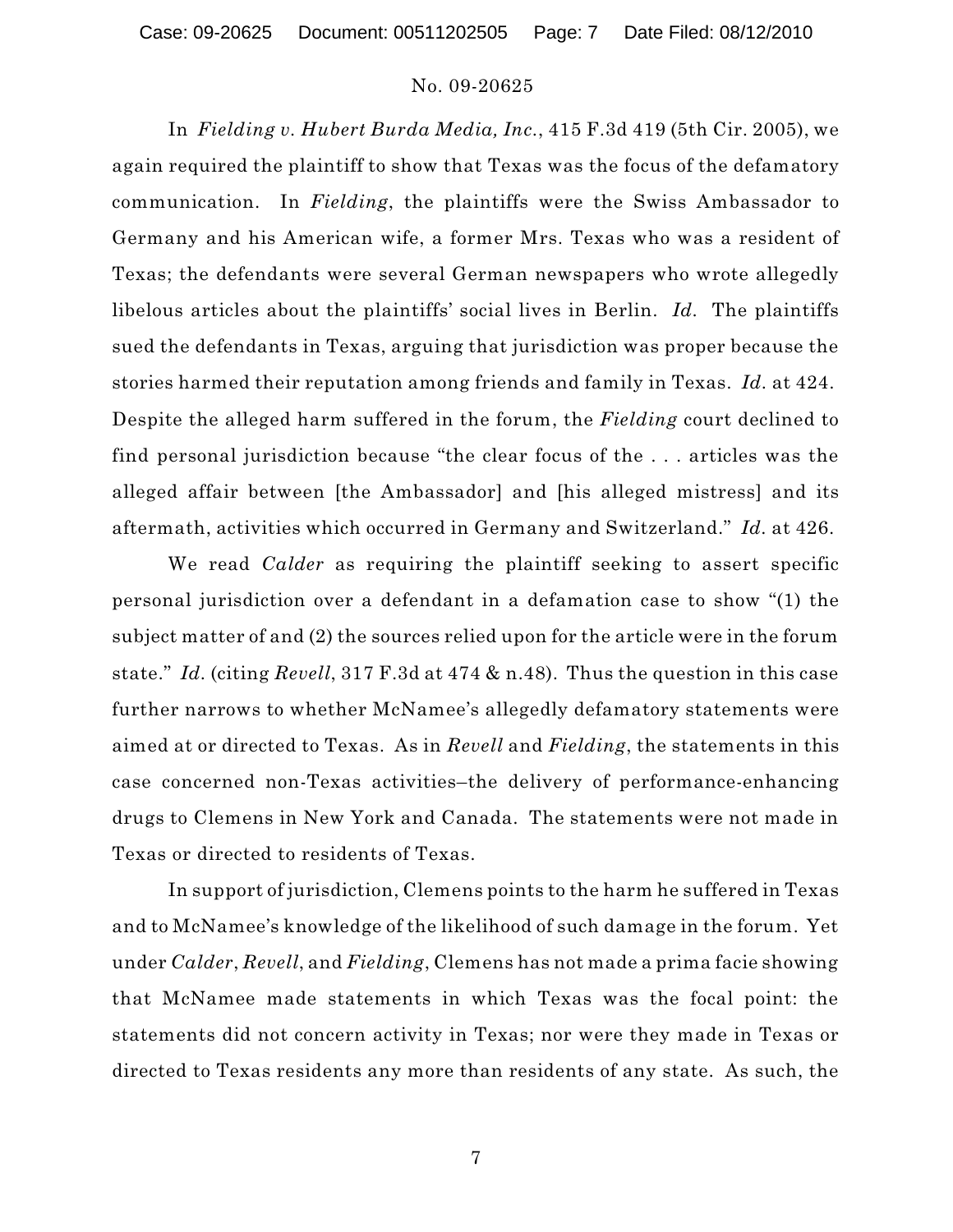In *Fielding v. Hubert Burda Media, Inc.*, 415 F.3d 419 (5th Cir. 2005), we again required the plaintiff to show that Texas was the focus of the defamatory communication. In *Fielding*, the plaintiffs were the Swiss Ambassador to Germany and his American wife, a former Mrs. Texas who was a resident of Texas; the defendants were several German newspapers who wrote allegedly libelous articles about the plaintiffs' social lives in Berlin. *Id*. The plaintiffs sued the defendants in Texas, arguing that jurisdiction was proper because the stories harmed their reputation among friends and family in Texas. *Id*. at 424. Despite the alleged harm suffered in the forum, the *Fielding* court declined to find personal jurisdiction because "the clear focus of the . . . articles was the alleged affair between [the Ambassador] and [his alleged mistress] and its aftermath, activities which occurred in Germany and Switzerland." *Id*. at 426.

We read *Calder* as requiring the plaintiff seeking to assert specific personal jurisdiction over a defendant in a defamation case to show "(1) the subject matter of and (2) the sources relied upon for the article were in the forum state." *Id*. (citing *Revell*, 317 F.3d at 474 & n.48). Thus the question in this case further narrows to whether McNamee's allegedly defamatory statements were aimed at or directed to Texas. As in *Revell* and *Fielding*, the statements in this case concerned non-Texas activities–the delivery of performance-enhancing drugs to Clemens in New York and Canada. The statements were not made in Texas or directed to residents of Texas.

In support of jurisdiction, Clemens points to the harm he suffered in Texas and to McNamee's knowledge of the likelihood of such damage in the forum. Yet under *Calder*, *Revell*, and *Fielding*, Clemens has not made a prima facie showing that McNamee made statements in which Texas was the focal point: the statements did not concern activity in Texas; nor were they made in Texas or directed to Texas residents any more than residents of any state. As such, the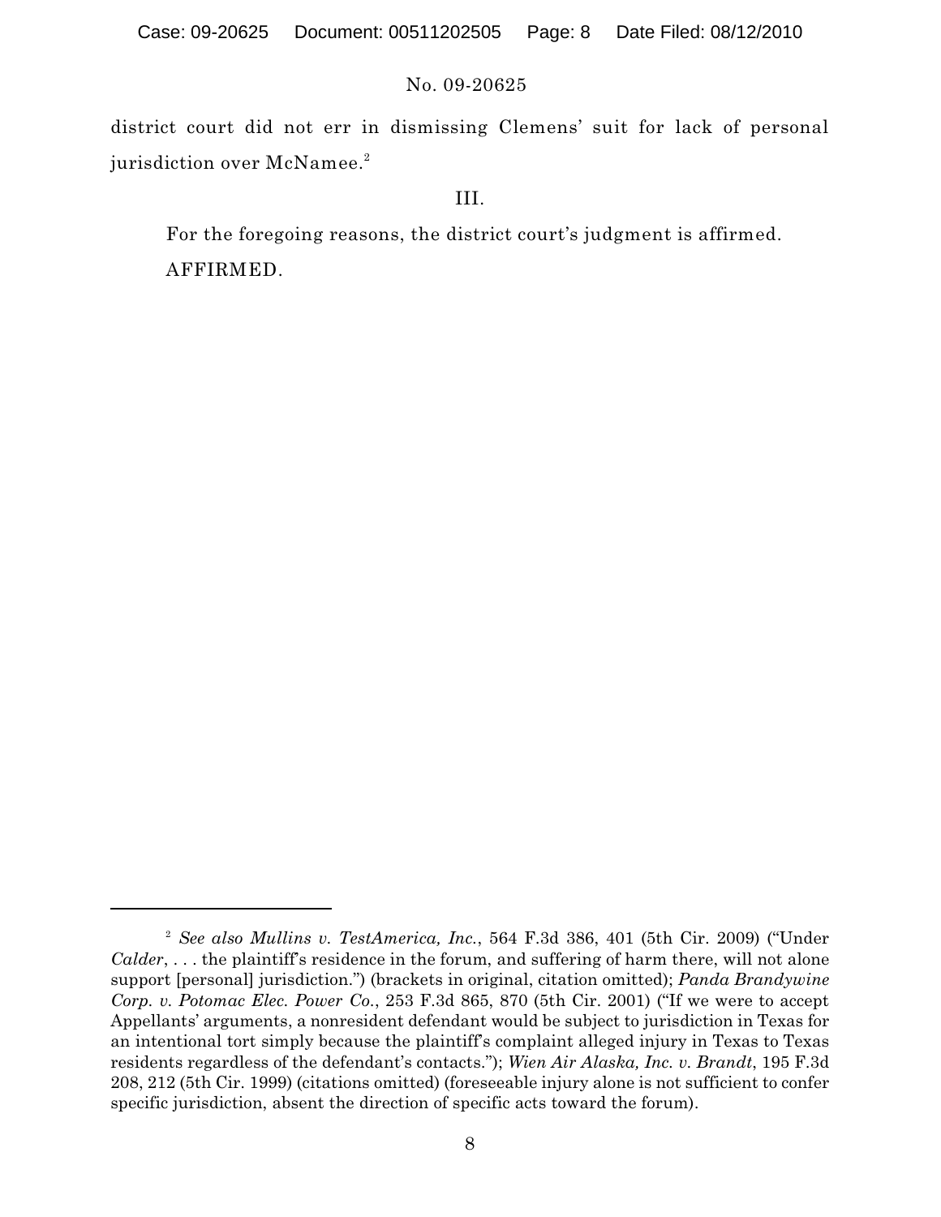district court did not err in dismissing Clemens' suit for lack of personal jurisdiction over McNamee.[2]

III.

For the foregoing reasons, the district court's judgment is affirmed.

AFFIRMED.

---

[2] *See also Mullins v. TestAmerica, Inc.*, 564 F.3d 386, 401 (5th Cir. 2009) ("Under *Calder*, . . . the plaintiff's residence in the forum, and suffering of harm there, will not alone support [personal] jurisdiction.") (brackets in original, citation omitted); *Panda Brandywine Corp. v. Potomac Elec. Power Co.*, 253 F.3d 865, 870 (5th Cir. 2001) ("If we were to accept Appellants' arguments, a nonresident defendant would be subject to jurisdiction in Texas for an intentional tort simply because the plaintiff's complaint alleged injury in Texas to Texas residents regardless of the defendant's contacts."); *Wien Air Alaska, Inc. v. Brandt*, 195 F.3d 208, 212 (5th Cir. 1999) (citations omitted) (foreseeable injury alone is not sufficient to confer specific jurisdiction, absent the direction of specific acts toward the forum).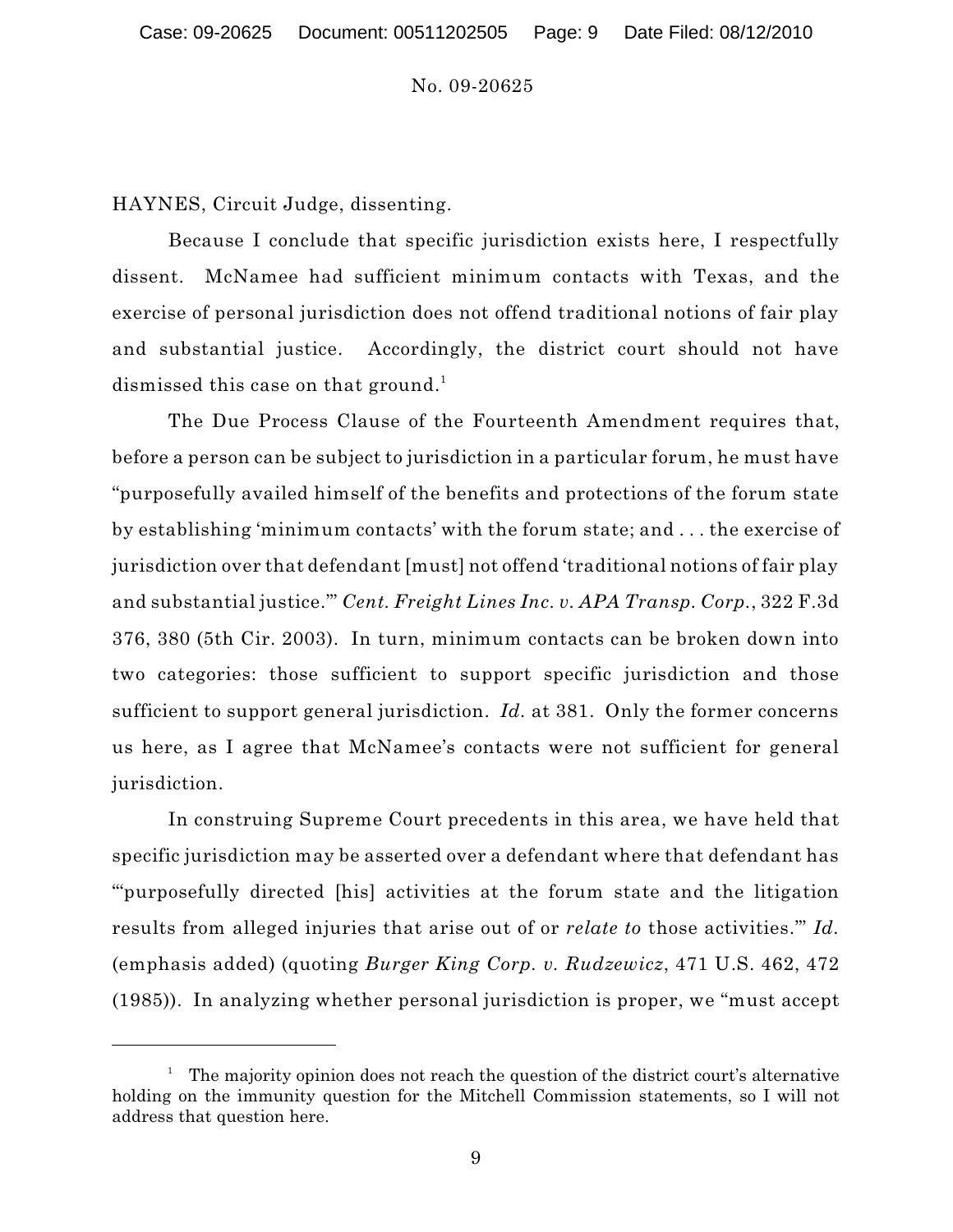HAYNES, Circuit Judge, dissenting.

Because I conclude that specific jurisdiction exists here, I respectfully dissent. McNamee had sufficient minimum contacts with Texas, and the exercise of personal jurisdiction does not offend traditional notions of fair play and substantial justice. Accordingly, the district court should not have dismissed this case on that ground.[1]

The Due Process Clause of the Fourteenth Amendment requires that, before a person can be subject to jurisdiction in a particular forum, he must have "purposefully availed himself of the benefits and protections of the forum state by establishing 'minimum contacts' with the forum state; and . . . the exercise of jurisdiction over that defendant [must] not offend 'traditional notions of fair play and substantial justice.'" *Cent. Freight Lines Inc. v. APA Transp. Corp.*, 322 F.3d 376, 380 (5th Cir. 2003). In turn, minimum contacts can be broken down into two categories: those sufficient to support specific jurisdiction and those sufficient to support general jurisdiction. *Id.* at 381. Only the former concerns us here, as I agree that McNamee's contacts were not sufficient for general jurisdiction.

In construing Supreme Court precedents in this area, we have held that specific jurisdiction may be asserted over a defendant where that defendant has "'purposefully directed [his] activities at the forum state and the litigation results from alleged injuries that arise out of or *relate to* those activities.'" *Id.* (emphasis added) (quoting *Burger King Corp. v. Rudzewicz*, 471 U.S. 462, 472 (1985)). In analyzing whether personal jurisdiction is proper, we "must accept

---

[1] The majority opinion does not reach the question of the district court's alternative holding on the immunity question for the Mitchell Commission statements, so I will not address that question here.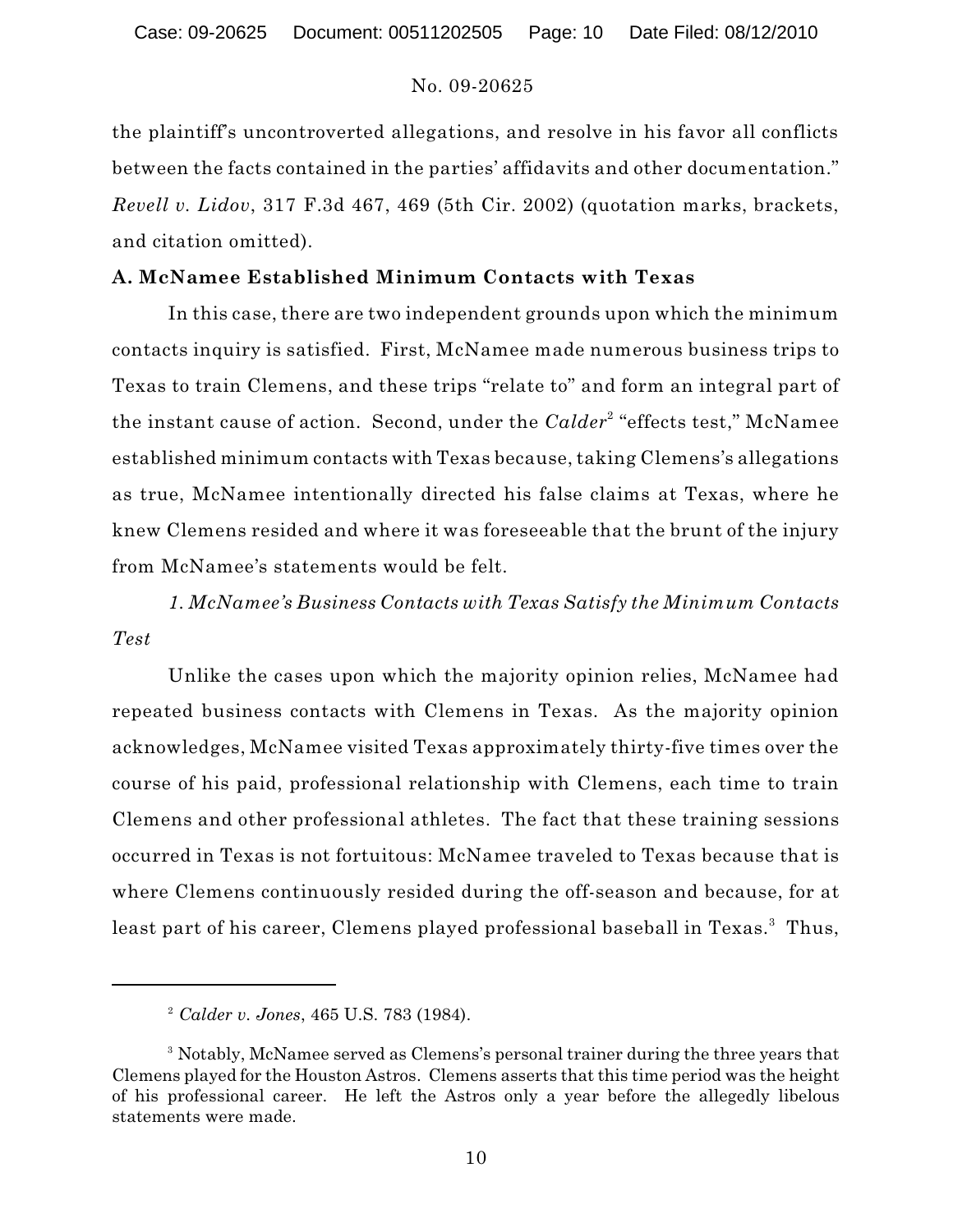the plaintiff's uncontroverted allegations, and resolve in his favor all conflicts between the facts contained in the parties' affidavits and other documentation." *Revell v. Lidov*, 317 F.3d 467, 469 (5th Cir. 2002) (quotation marks, brackets, and citation omitted).

**A. McNamee Established Minimum Contacts with Texas**

In this case, there are two independent grounds upon which the minimum contacts inquiry is satisfied. First, McNamee made numerous business trips to Texas to train Clemens, and these trips "relate to" and form an integral part of the instant cause of action. Second, under the *Calder*[2] "effects test," McNamee established minimum contacts with Texas because, taking Clemens's allegations as true, McNamee intentionally directed his false claims at Texas, where he knew Clemens resided and where it was foreseeable that the brunt of the injury from McNamee's statements would be felt.

*1. McNamee's Business Contacts with Texas Satisfy the Minimum Contacts Test*

Unlike the cases upon which the majority opinion relies, McNamee had repeated business contacts with Clemens in Texas. As the majority opinion acknowledges, McNamee visited Texas approximately thirty-five times over the course of his paid, professional relationship with Clemens, each time to train Clemens and other professional athletes. The fact that these training sessions occurred in Texas is not fortuitous: McNamee traveled to Texas because that is where Clemens continuously resided during the off-season and because, for at least part of his career, Clemens played professional baseball in Texas.[3] Thus,

---

[2] *Calder v. Jones*, 465 U.S. 783 (1984).

[3] Notably, McNamee served as Clemens's personal trainer during the three years that Clemens played for the Houston Astros. Clemens asserts that this time period was the height of his professional career. He left the Astros only a year before the allegedly libelous statements were made.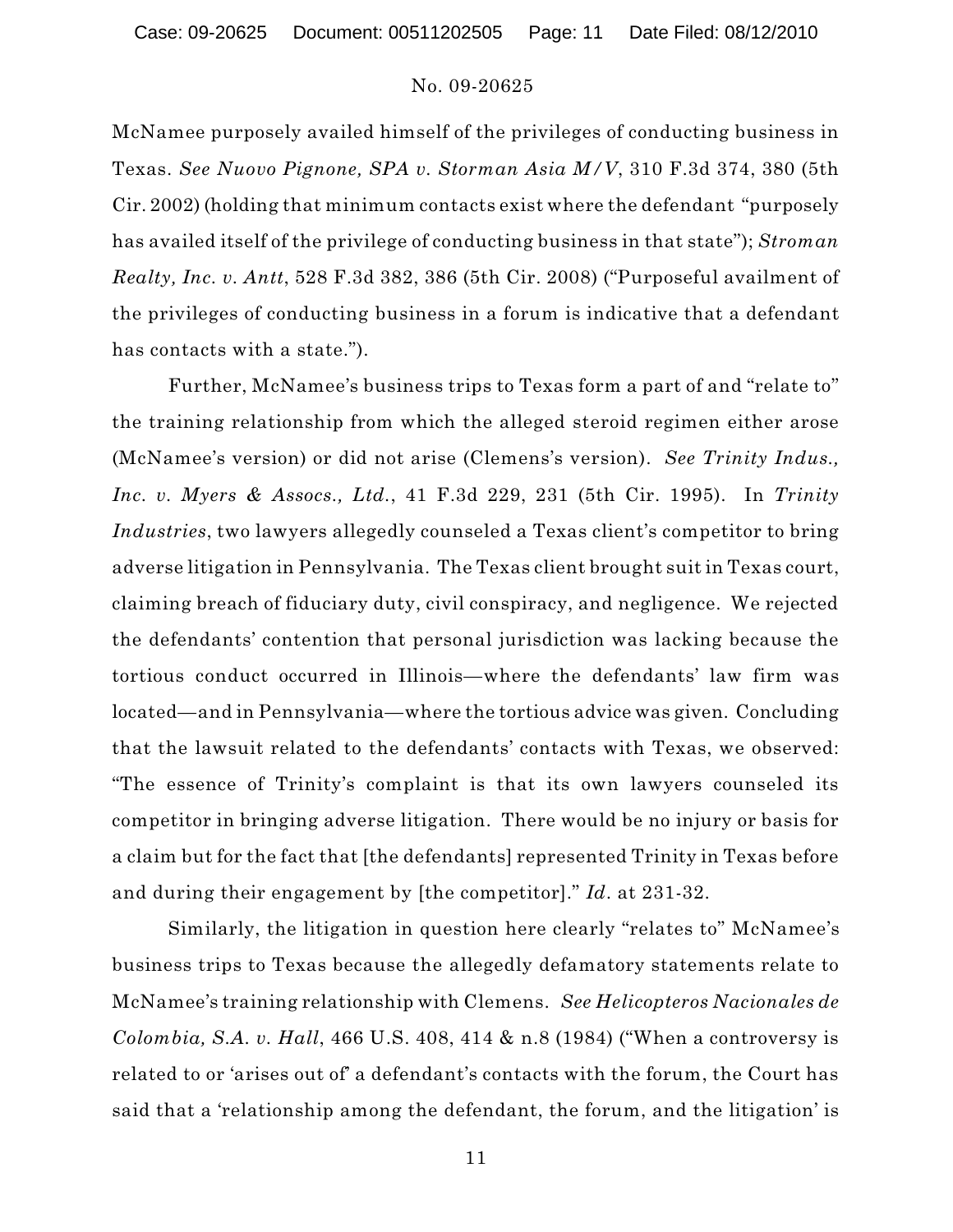McNamee purposely availed himself of the privileges of conducting business in Texas. *See Nuovo Pignone, SPA v. Storman Asia M/V*, 310 F.3d 374, 380 (5th Cir. 2002) (holding that minimum contacts exist where the defendant "purposely has availed itself of the privilege of conducting business in that state"); *Stroman Realty, Inc. v. Antt*, 528 F.3d 382, 386 (5th Cir. 2008) ("Purposeful availment of the privileges of conducting business in a forum is indicative that a defendant has contacts with a state.").

Further, McNamee's business trips to Texas form a part of and "relate to" the training relationship from which the alleged steroid regimen either arose (McNamee's version) or did not arise (Clemens's version). *See Trinity Indus., Inc. v. Myers & Assocs., Ltd.*, 41 F.3d 229, 231 (5th Cir. 1995). In *Trinity Industries*, two lawyers allegedly counseled a Texas client's competitor to bring adverse litigation in Pennsylvania. The Texas client brought suit in Texas court, claiming breach of fiduciary duty, civil conspiracy, and negligence. We rejected the defendants' contention that personal jurisdiction was lacking because the tortious conduct occurred in Illinois—where the defendants' law firm was located—and in Pennsylvania—where the tortious advice was given. Concluding that the lawsuit related to the defendants' contacts with Texas, we observed: "The essence of Trinity's complaint is that its own lawyers counseled its competitor in bringing adverse litigation. There would be no injury or basis for a claim but for the fact that [the defendants] represented Trinity in Texas before and during their engagement by [the competitor]." *Id.* at 231-32.

Similarly, the litigation in question here clearly "relates to" McNamee's business trips to Texas because the allegedly defamatory statements relate to McNamee's training relationship with Clemens. *See Helicopteros Nacionales de Colombia, S.A. v. Hall*, 466 U.S. 408, 414 & n.8 (1984) ("When a controversy is related to or 'arises out of' a defendant's contacts with the forum, the Court has said that a 'relationship among the defendant, the forum, and the litigation' is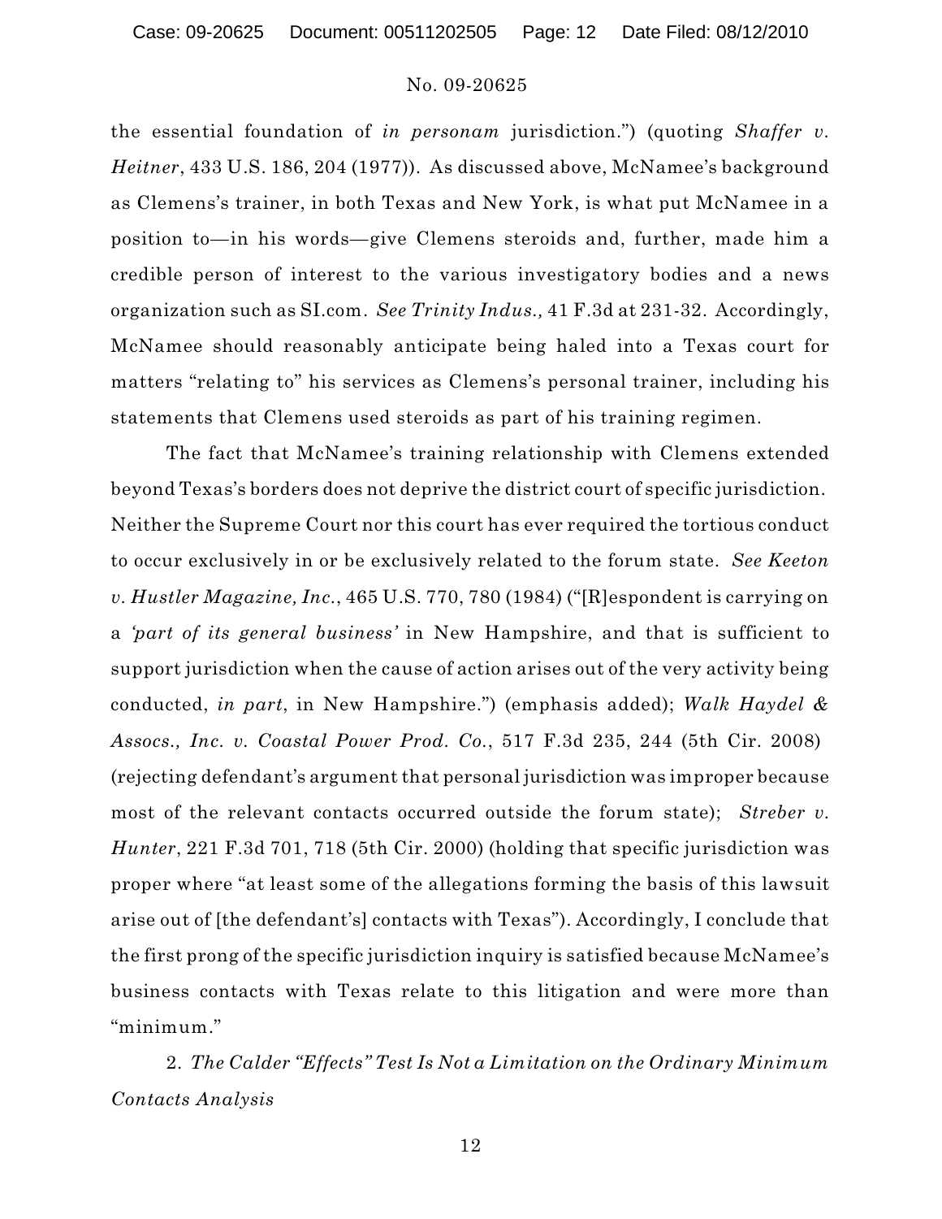the essential foundation of *in personam* jurisdiction.") (quoting *Shaffer v. Heitner*, 433 U.S. 186, 204 (1977)). As discussed above, McNamee's background as Clemens's trainer, in both Texas and New York, is what put McNamee in a position to—in his words—give Clemens steroids and, further, made him a credible person of interest to the various investigatory bodies and a news organization such as SI.com. *See Trinity Indus.,* 41 F.3d at 231-32. Accordingly, McNamee should reasonably anticipate being haled into a Texas court for matters "relating to" his services as Clemens's personal trainer, including his statements that Clemens used steroids as part of his training regimen.

The fact that McNamee's training relationship with Clemens extended beyond Texas's borders does not deprive the district court of specific jurisdiction. Neither the Supreme Court nor this court has ever required the tortious conduct to occur exclusively in or be exclusively related to the forum state. *See Keeton v. Hustler Magazine, Inc.*, 465 U.S. 770, 780 (1984) ("[R]espondent is carrying on a *'part of its general business'* in New Hampshire, and that is sufficient to support jurisdiction when the cause of action arises out of the very activity being conducted, *in part*, in New Hampshire.") (emphasis added); *Walk Haydel & Assocs., Inc. v. Coastal Power Prod. Co.*, 517 F.3d 235, 244 (5th Cir. 2008) (rejecting defendant's argument that personal jurisdiction was improper because most of the relevant contacts occurred outside the forum state); *Streber v. Hunter*, 221 F.3d 701, 718 (5th Cir. 2000) (holding that specific jurisdiction was proper where "at least some of the allegations forming the basis of this lawsuit arise out of [the defendant's] contacts with Texas"). Accordingly, I conclude that the first prong of the specific jurisdiction inquiry is satisfied because McNamee's business contacts with Texas relate to this litigation and were more than "minimum."

2. *The Calder "Effects" Test Is Not a Limitation on the Ordinary Minimum Contacts Analysis*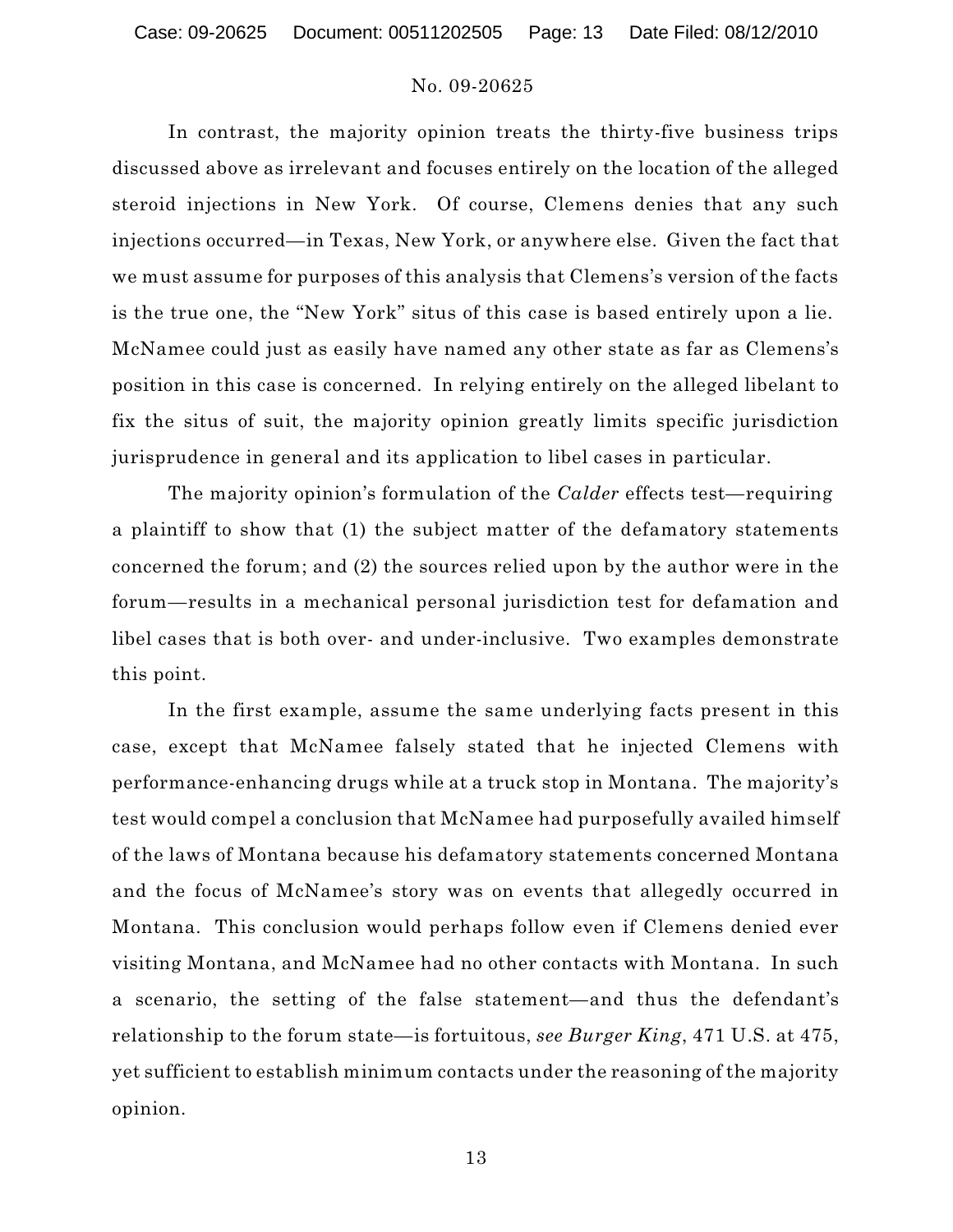In contrast, the majority opinion treats the thirty-five business trips discussed above as irrelevant and focuses entirely on the location of the alleged steroid injections in New York. Of course, Clemens denies that any such injections occurred—in Texas, New York, or anywhere else. Given the fact that we must assume for purposes of this analysis that Clemens's version of the facts is the true one, the "New York" situs of this case is based entirely upon a lie. McNamee could just as easily have named any other state as far as Clemens's position in this case is concerned. In relying entirely on the alleged libelant to fix the situs of suit, the majority opinion greatly limits specific jurisdiction jurisprudence in general and its application to libel cases in particular.

The majority opinion's formulation of the *Calder* effects test—requiring a plaintiff to show that (1) the subject matter of the defamatory statements concerned the forum; and (2) the sources relied upon by the author were in the forum—results in a mechanical personal jurisdiction test for defamation and libel cases that is both over- and under-inclusive. Two examples demonstrate this point.

In the first example, assume the same underlying facts present in this case, except that McNamee falsely stated that he injected Clemens with performance-enhancing drugs while at a truck stop in Montana. The majority's test would compel a conclusion that McNamee had purposefully availed himself of the laws of Montana because his defamatory statements concerned Montana and the focus of McNamee's story was on events that allegedly occurred in Montana. This conclusion would perhaps follow even if Clemens denied ever visiting Montana, and McNamee had no other contacts with Montana. In such a scenario, the setting of the false statement—and thus the defendant's relationship to the forum state—is fortuitous, *see Burger King*, 471 U.S. at 475, yet sufficient to establish minimum contacts under the reasoning of the majority opinion.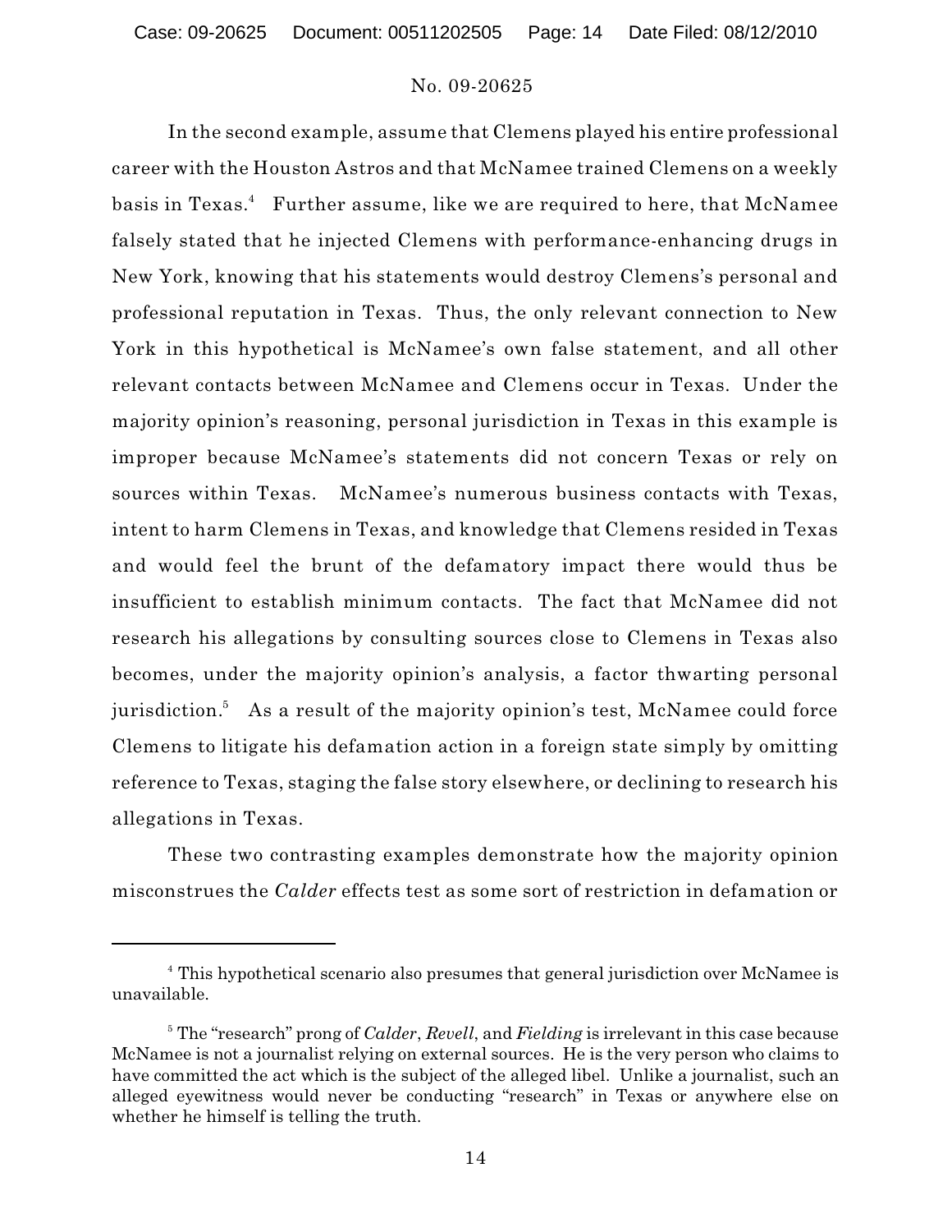In the second example, assume that Clemens played his entire professional career with the Houston Astros and that McNamee trained Clemens on a weekly basis in Texas.[4] Further assume, like we are required to here, that McNamee falsely stated that he injected Clemens with performance-enhancing drugs in New York, knowing that his statements would destroy Clemens's personal and professional reputation in Texas. Thus, the only relevant connection to New York in this hypothetical is McNamee's own false statement, and all other relevant contacts between McNamee and Clemens occur in Texas. Under the majority opinion's reasoning, personal jurisdiction in Texas in this example is improper because McNamee's statements did not concern Texas or rely on sources within Texas. McNamee's numerous business contacts with Texas, intent to harm Clemens in Texas, and knowledge that Clemens resided in Texas and would feel the brunt of the defamatory impact there would thus be insufficient to establish minimum contacts. The fact that McNamee did not research his allegations by consulting sources close to Clemens in Texas also becomes, under the majority opinion's analysis, a factor thwarting personal jurisdiction.[5] As a result of the majority opinion's test, McNamee could force Clemens to litigate his defamation action in a foreign state simply by omitting reference to Texas, staging the false story elsewhere, or declining to research his allegations in Texas.

These two contrasting examples demonstrate how the majority opinion misconstrues the *Calder* effects test as some sort of restriction in defamation or

---

[4] This hypothetical scenario also presumes that general jurisdiction over McNamee is unavailable.

[5] The "research" prong of *Calder*, *Revell*, and *Fielding* is irrelevant in this case because McNamee is not a journalist relying on external sources. He is the very person who claims to have committed the act which is the subject of the alleged libel. Unlike a journalist, such an alleged eyewitness would never be conducting "research" in Texas or anywhere else on whether he himself is telling the truth.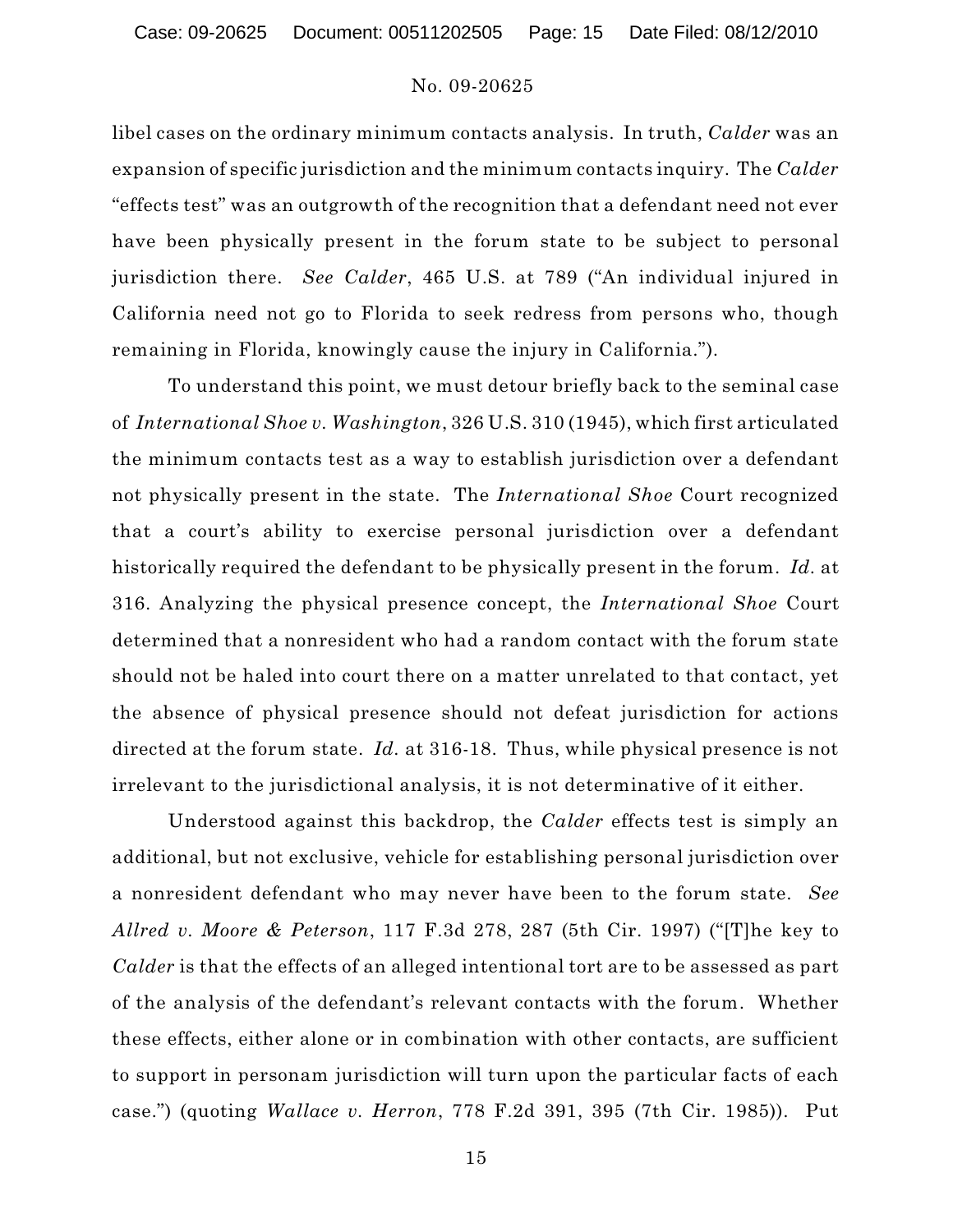libel cases on the ordinary minimum contacts analysis. In truth, *Calder* was an expansion of specific jurisdiction and the minimum contacts inquiry. The *Calder* "effects test" was an outgrowth of the recognition that a defendant need not ever have been physically present in the forum state to be subject to personal jurisdiction there. *See Calder*, 465 U.S. at 789 ("An individual injured in California need not go to Florida to seek redress from persons who, though remaining in Florida, knowingly cause the injury in California.").

To understand this point, we must detour briefly back to the seminal case of *International Shoe v. Washington*, 326 U.S. 310 (1945), which first articulated the minimum contacts test as a way to establish jurisdiction over a defendant not physically present in the state. The *International Shoe* Court recognized that a court's ability to exercise personal jurisdiction over a defendant historically required the defendant to be physically present in the forum. *Id.* at 316. Analyzing the physical presence concept, the *International Shoe* Court determined that a nonresident who had a random contact with the forum state should not be haled into court there on a matter unrelated to that contact, yet the absence of physical presence should not defeat jurisdiction for actions directed at the forum state. *Id.* at 316-18. Thus, while physical presence is not irrelevant to the jurisdictional analysis, it is not determinative of it either.

Understood against this backdrop, the *Calder* effects test is simply an additional, but not exclusive, vehicle for establishing personal jurisdiction over a nonresident defendant who may never have been to the forum state. *See Allred v. Moore & Peterson*, 117 F.3d 278, 287 (5th Cir. 1997) ("[T]he key to *Calder* is that the effects of an alleged intentional tort are to be assessed as part of the analysis of the defendant's relevant contacts with the forum. Whether these effects, either alone or in combination with other contacts, are sufficient to support in personam jurisdiction will turn upon the particular facts of each case.") (quoting *Wallace v. Herron*, 778 F.2d 391, 395 (7th Cir. 1985)). Put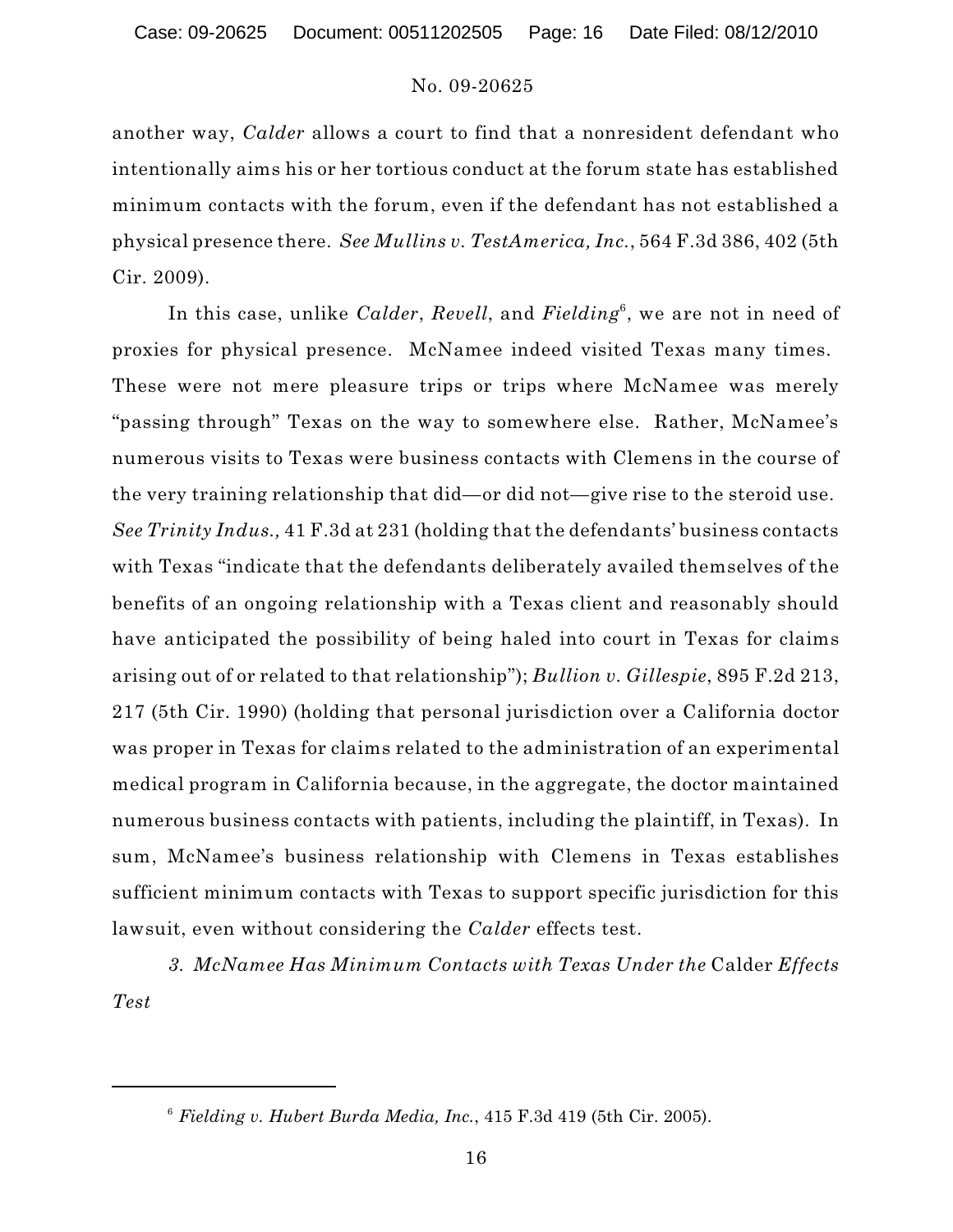another way, *Calder* allows a court to find that a nonresident defendant who intentionally aims his or her tortious conduct at the forum state has established minimum contacts with the forum, even if the defendant has not established a physical presence there. *See Mullins v. TestAmerica, Inc.*, 564 F.3d 386, 402 (5th Cir. 2009).

In this case, unlike *Calder*, *Revell*, and *Fielding*[6], we are not in need of proxies for physical presence. McNamee indeed visited Texas many times. These were not mere pleasure trips or trips where McNamee was merely "passing through" Texas on the way to somewhere else. Rather, McNamee's numerous visits to Texas were business contacts with Clemens in the course of the very training relationship that did—or did not—give rise to the steroid use. *See Trinity Indus.,* 41 F.3d at 231 (holding that the defendants' business contacts with Texas "indicate that the defendants deliberately availed themselves of the benefits of an ongoing relationship with a Texas client and reasonably should have anticipated the possibility of being haled into court in Texas for claims arising out of or related to that relationship"); *Bullion v. Gillespie*, 895 F.2d 213, 217 (5th Cir. 1990) (holding that personal jurisdiction over a California doctor was proper in Texas for claims related to the administration of an experimental medical program in California because, in the aggregate, the doctor maintained numerous business contacts with patients, including the plaintiff, in Texas). In sum, McNamee's business relationship with Clemens in Texas establishes sufficient minimum contacts with Texas to support specific jurisdiction for this lawsuit, even without considering the *Calder* effects test.

*3. McNamee Has Minimum Contacts with Texas Under the* Calder *Effects Test*

[6] *Fielding v. Hubert Burda Media, Inc.*, 415 F.3d 419 (5th Cir. 2005).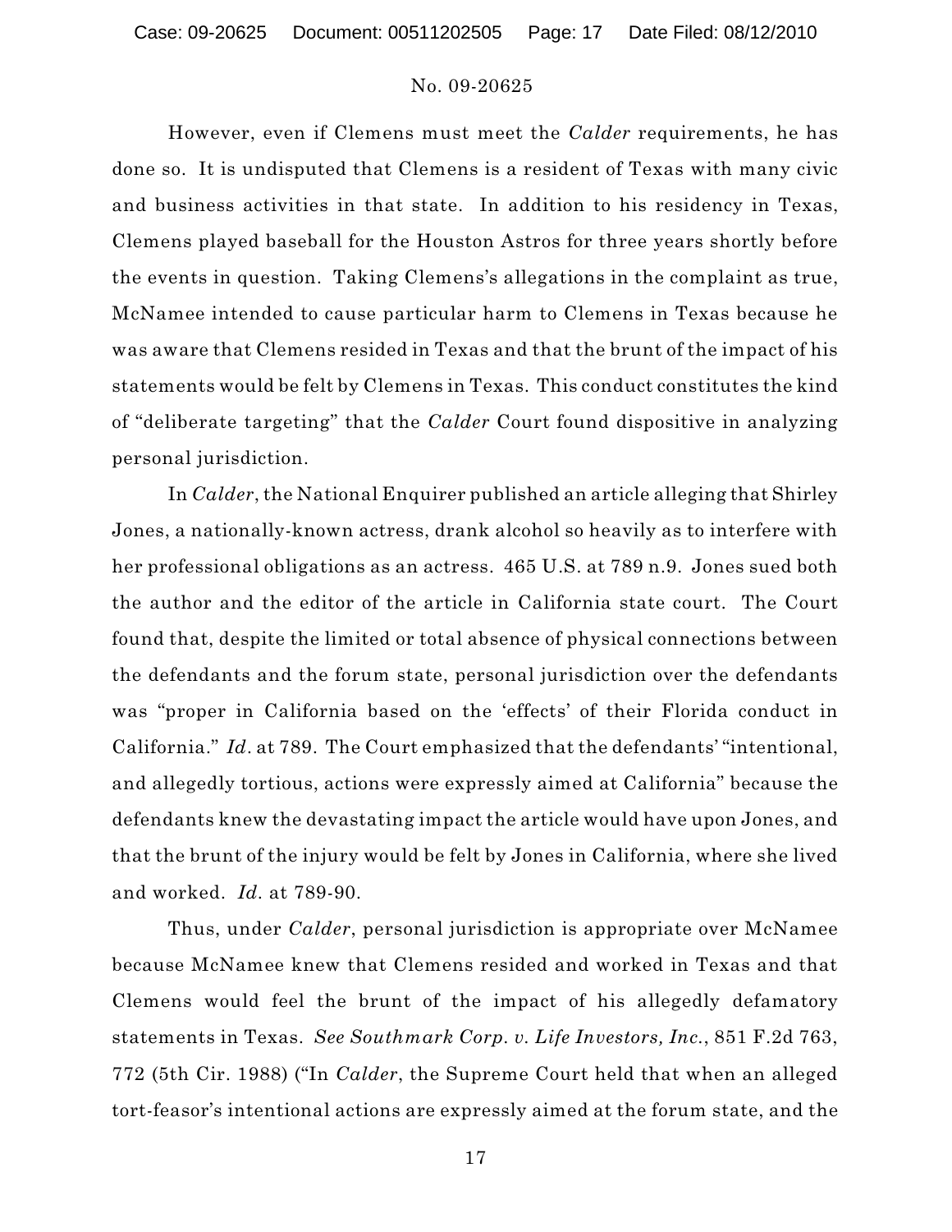However, even if Clemens must meet the *Calder* requirements, he has done so. It is undisputed that Clemens is a resident of Texas with many civic and business activities in that state. In addition to his residency in Texas, Clemens played baseball for the Houston Astros for three years shortly before the events in question. Taking Clemens's allegations in the complaint as true, McNamee intended to cause particular harm to Clemens in Texas because he was aware that Clemens resided in Texas and that the brunt of the impact of his statements would be felt by Clemens in Texas. This conduct constitutes the kind of "deliberate targeting" that the *Calder* Court found dispositive in analyzing personal jurisdiction.

In *Calder*, the National Enquirer published an article alleging that Shirley Jones, a nationally-known actress, drank alcohol so heavily as to interfere with her professional obligations as an actress. 465 U.S. at 789 n.9. Jones sued both the author and the editor of the article in California state court. The Court found that, despite the limited or total absence of physical connections between the defendants and the forum state, personal jurisdiction over the defendants was "proper in California based on the 'effects' of their Florida conduct in California." *Id.* at 789. The Court emphasized that the defendants' "intentional, and allegedly tortious, actions were expressly aimed at California" because the defendants knew the devastating impact the article would have upon Jones, and that the brunt of the injury would be felt by Jones in California, where she lived and worked. *Id.* at 789-90.

Thus, under *Calder*, personal jurisdiction is appropriate over McNamee because McNamee knew that Clemens resided and worked in Texas and that Clemens would feel the brunt of the impact of his allegedly defamatory statements in Texas. *See Southmark Corp. v. Life Investors, Inc.*, 851 F.2d 763, 772 (5th Cir. 1988) ("In *Calder*, the Supreme Court held that when an alleged tort-feasor's intentional actions are expressly aimed at the forum state, and the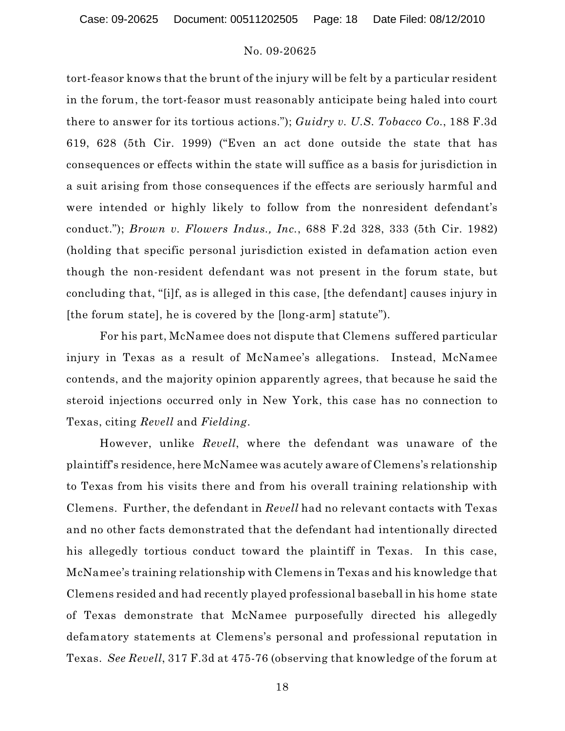tort-feasor knows that the brunt of the injury will be felt by a particular resident in the forum, the tort-feasor must reasonably anticipate being haled into court there to answer for its tortious actions."); *Guidry v. U.S. Tobacco Co.*, 188 F.3d 619, 628 (5th Cir. 1999) ("Even an act done outside the state that has consequences or effects within the state will suffice as a basis for jurisdiction in a suit arising from those consequences if the effects are seriously harmful and were intended or highly likely to follow from the nonresident defendant's conduct."); *Brown v. Flowers Indus., Inc.*, 688 F.2d 328, 333 (5th Cir. 1982) (holding that specific personal jurisdiction existed in defamation action even though the non-resident defendant was not present in the forum state, but concluding that, "[i]f, as is alleged in this case, [the defendant] causes injury in [the forum state], he is covered by the [long-arm] statute").

For his part, McNamee does not dispute that Clemens suffered particular injury in Texas as a result of McNamee's allegations. Instead, McNamee contends, and the majority opinion apparently agrees, that because he said the steroid injections occurred only in New York, this case has no connection to Texas, citing *Revell* and *Fielding*.

However, unlike *Revell*, where the defendant was unaware of the plaintiff's residence, here McNamee was acutely aware of Clemens's relationship to Texas from his visits there and from his overall training relationship with Clemens. Further, the defendant in *Revell* had no relevant contacts with Texas and no other facts demonstrated that the defendant had intentionally directed his allegedly tortious conduct toward the plaintiff in Texas. In this case, McNamee's training relationship with Clemens in Texas and his knowledge that Clemens resided and had recently played professional baseball in his home state of Texas demonstrate that McNamee purposefully directed his allegedly defamatory statements at Clemens's personal and professional reputation in Texas. *See Revell*, 317 F.3d at 475-76 (observing that knowledge of the forum at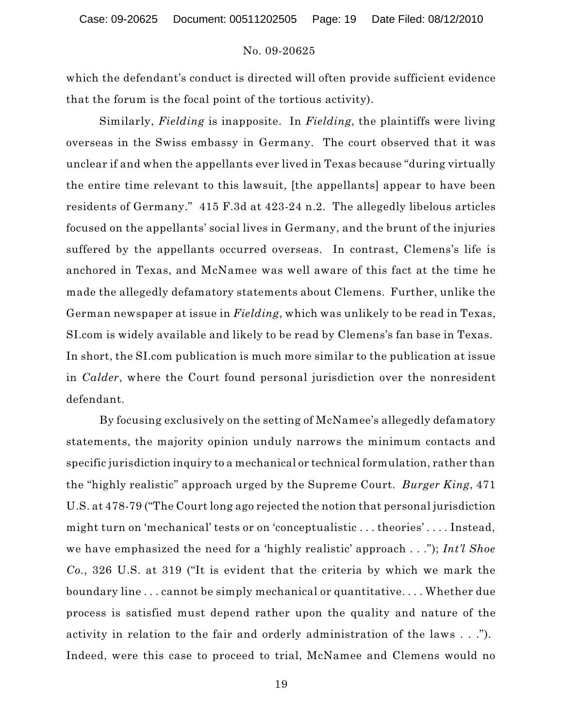which the defendant's conduct is directed will often provide sufficient evidence that the forum is the focal point of the tortious activity).

Similarly, *Fielding* is inapposite. In *Fielding*, the plaintiffs were living overseas in the Swiss embassy in Germany. The court observed that it was unclear if and when the appellants ever lived in Texas because "during virtually the entire time relevant to this lawsuit, [the appellants] appear to have been residents of Germany." 415 F.3d at 423-24 n.2. The allegedly libelous articles focused on the appellants' social lives in Germany, and the brunt of the injuries suffered by the appellants occurred overseas. In contrast, Clemens's life is anchored in Texas, and McNamee was well aware of this fact at the time he made the allegedly defamatory statements about Clemens. Further, unlike the German newspaper at issue in *Fielding*, which was unlikely to be read in Texas, SI.com is widely available and likely to be read by Clemens's fan base in Texas. In short, the SI.com publication is much more similar to the publication at issue in *Calder*, where the Court found personal jurisdiction over the nonresident defendant.

By focusing exclusively on the setting of McNamee's allegedly defamatory statements, the majority opinion unduly narrows the minimum contacts and specific jurisdiction inquiry to a mechanical or technical formulation, rather than the "highly realistic" approach urged by the Supreme Court. *Burger King*, 471 U.S. at 478-79 ("The Court long ago rejected the notion that personal jurisdiction might turn on 'mechanical' tests or on 'conceptualistic . . . theories' . . . . Instead, we have emphasized the need for a 'highly realistic' approach . . ."); *Int'l Shoe Co.*, 326 U.S. at 319 ("It is evident that the criteria by which we mark the boundary line . . . cannot be simply mechanical or quantitative. . . . Whether due process is satisfied must depend rather upon the quality and nature of the activity in relation to the fair and orderly administration of the laws . . ."). Indeed, were this case to proceed to trial, McNamee and Clemens would no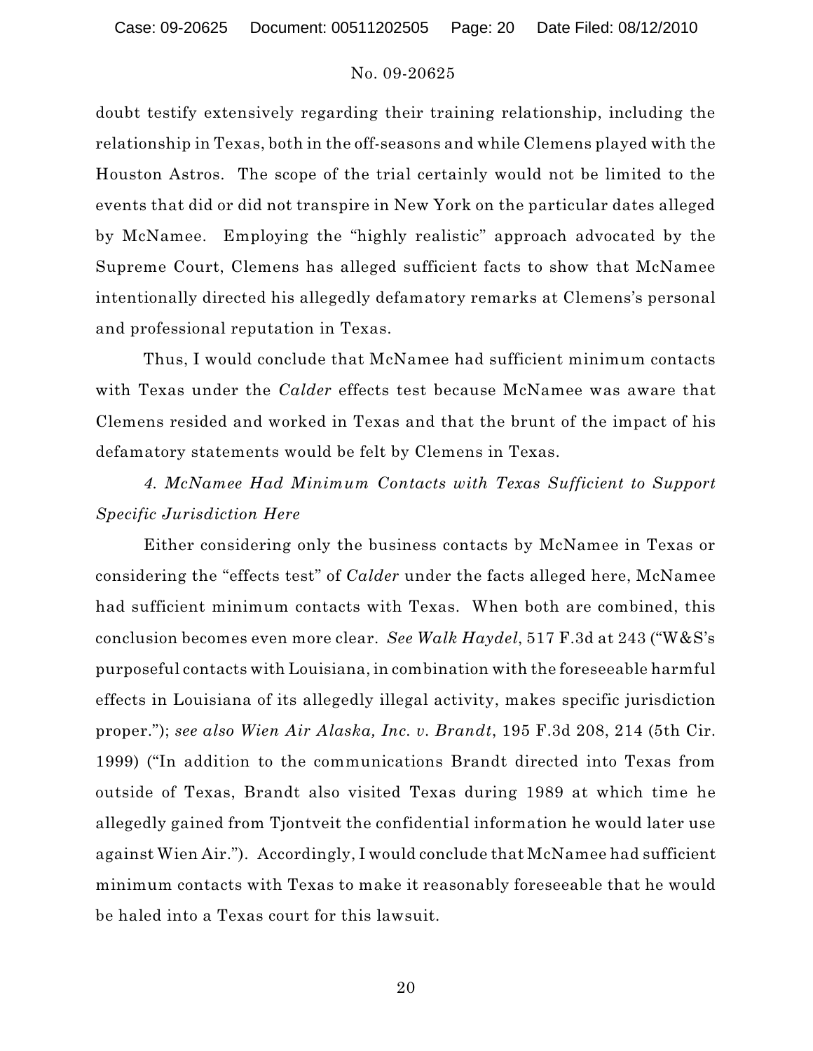doubt testify extensively regarding their training relationship, including the relationship in Texas, both in the off-seasons and while Clemens played with the Houston Astros. The scope of the trial certainly would not be limited to the events that did or did not transpire in New York on the particular dates alleged by McNamee. Employing the "highly realistic" approach advocated by the Supreme Court, Clemens has alleged sufficient facts to show that McNamee intentionally directed his allegedly defamatory remarks at Clemens's personal and professional reputation in Texas.

Thus, I would conclude that McNamee had sufficient minimum contacts with Texas under the *Calder* effects test because McNamee was aware that Clemens resided and worked in Texas and that the brunt of the impact of his defamatory statements would be felt by Clemens in Texas.

*4. McNamee Had Minimum Contacts with Texas Sufficient to Support Specific Jurisdiction Here*

Either considering only the business contacts by McNamee in Texas or considering the "effects test" of *Calder* under the facts alleged here, McNamee had sufficient minimum contacts with Texas. When both are combined, this conclusion becomes even more clear. *See Walk Haydel*, 517 F.3d at 243 ("W&S's purposeful contacts with Louisiana, in combination with the foreseeable harmful effects in Louisiana of its allegedly illegal activity, makes specific jurisdiction proper."); *see also Wien Air Alaska, Inc. v. Brandt*, 195 F.3d 208, 214 (5th Cir. 1999) ("In addition to the communications Brandt directed into Texas from outside of Texas, Brandt also visited Texas during 1989 at which time he allegedly gained from Tjontveit the confidential information he would later use against Wien Air."). Accordingly, I would conclude that McNamee had sufficient minimum contacts with Texas to make it reasonably foreseeable that he would be haled into a Texas court for this lawsuit.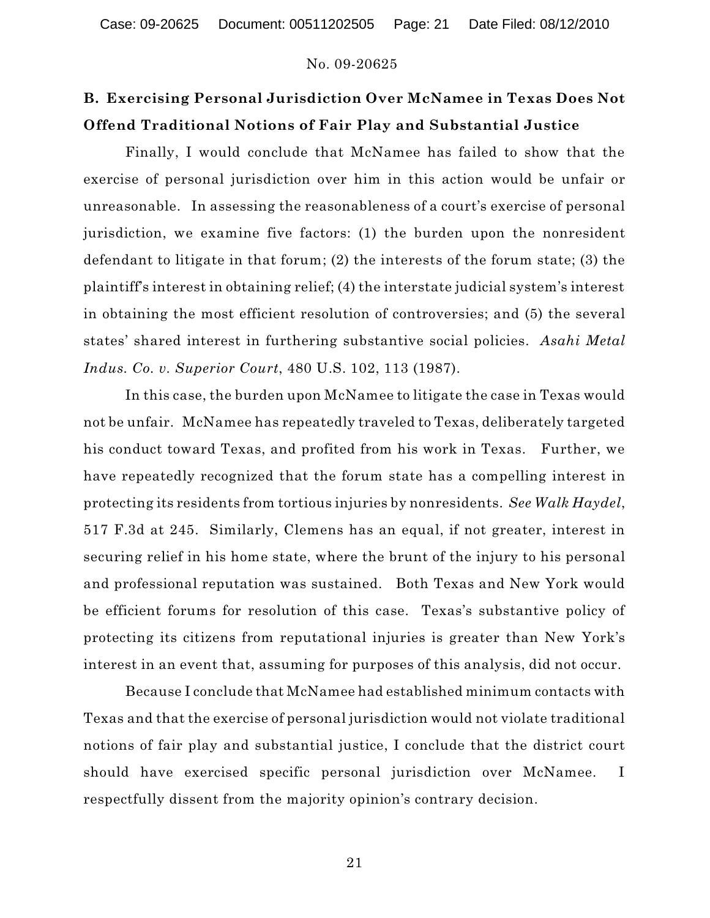## B. Exercising Personal Jurisdiction Over McNamee in Texas Does Not Offend Traditional Notions of Fair Play and Substantial Justice

Finally, I would conclude that McNamee has failed to show that the exercise of personal jurisdiction over him in this action would be unfair or unreasonable. In assessing the reasonableness of a court's exercise of personal jurisdiction, we examine five factors: (1) the burden upon the nonresident defendant to litigate in that forum; (2) the interests of the forum state; (3) the plaintiff's interest in obtaining relief; (4) the interstate judicial system's interest in obtaining the most efficient resolution of controversies; and (5) the several states' shared interest in furthering substantive social policies. *Asahi Metal Indus. Co. v. Superior Court*, 480 U.S. 102, 113 (1987).

In this case, the burden upon McNamee to litigate the case in Texas would not be unfair. McNamee has repeatedly traveled to Texas, deliberately targeted his conduct toward Texas, and profited from his work in Texas. Further, we have repeatedly recognized that the forum state has a compelling interest in protecting its residents from tortious injuries by nonresidents. *See Walk Haydel*, 517 F.3d at 245. Similarly, Clemens has an equal, if not greater, interest in securing relief in his home state, where the brunt of the injury to his personal and professional reputation was sustained. Both Texas and New York would be efficient forums for resolution of this case. Texas's substantive policy of protecting its citizens from reputational injuries is greater than New York's interest in an event that, assuming for purposes of this analysis, did not occur.

Because I conclude that McNamee had established minimum contacts with Texas and that the exercise of personal jurisdiction would not violate traditional notions of fair play and substantial justice, I conclude that the district court should have exercised specific personal jurisdiction over McNamee. I respectfully dissent from the majority opinion's contrary decision.